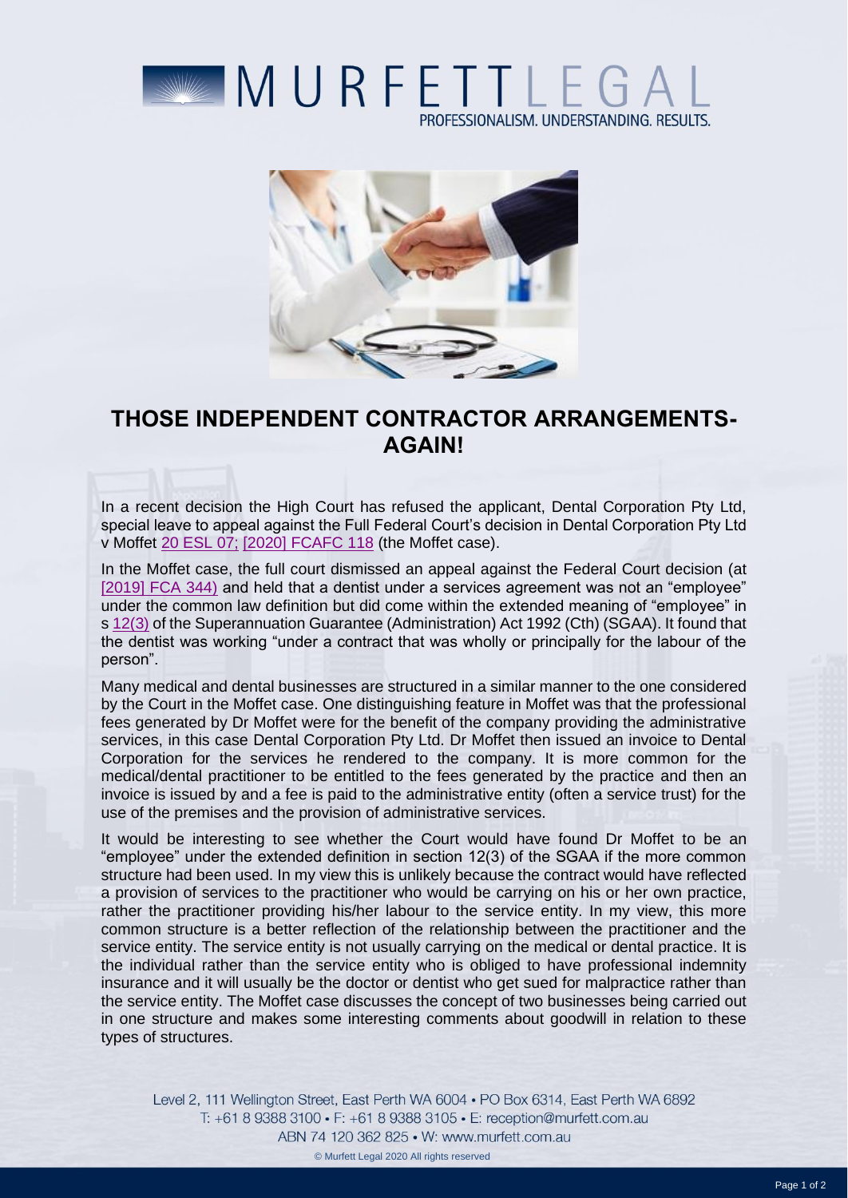# THOSE INDEPENDENT CONTRACTOR ARRANGEMENTS-AGAIN!

In a recent decision the High Court has refused the applicant, Dental Corporation Pty Ltd, special leave to appeal against the Full Federal Court's decision in Dental Corporation Pty Ltd v Moffet 20 ESL 07; [2020] FCAFC 118 (the Moffet case).

In the Moffet case, the full court dismissed an appeal against the Federal Court decision (at [2019] FCA 344) and held that a dentist under a services agreement was not an "employee" under the common law definition but did come within the extended meaning of "employee" in s 12(3) of the Superannuation Guarantee (Administration) Act 1992 (Cth) (SGAA). It found that the dentist was working "under a contract that was wholly or principally for the labour of the person".

Many medical and dental businesses are structured in a similar manner to the one considered by the Court in the Moffet case. One distinguishing feature in Moffet was that the professional fees generated by Dr Moffet were for the benefit of the company providing the administrative services, in this case Dental Corporation Pty Ltd. Dr Moffet then issued an invoice to Dental Corporation for the services he rendered to the company. It is more common for the medical/dental practitioner to be entitled to the fees generated by the practice and then an invoice is issued by and a fee is paid to the administrative entity (often a service trust) for the use of the premises and the provision of administrative services.

It would be interesting to see whether the Court would have found Dr Moffet to be an "employee" under the extended definition in section 12(3) of the SGAA if the more common structure had been used. In my view this is unlikely because the contract would have reflected a provision of services to the practitioner who would be carrying on his or her own practice, rather the practitioner providing his/her labour to the service entity. In my view, this more common structure is a better reflection of the relationship between the practitioner and the service entity. The service entity is not usually carrying on the medical or dental practice. It is the individual rather than the service entity who is obliged to have professional indemnity insurance and it will usually be the doctor or dentist who get sued for malpractice rather than the service entity. The Moffet case discusses the concept of two businesses being carried out in one structure and makes some interesting comments about goodwill in relation to these types of structures.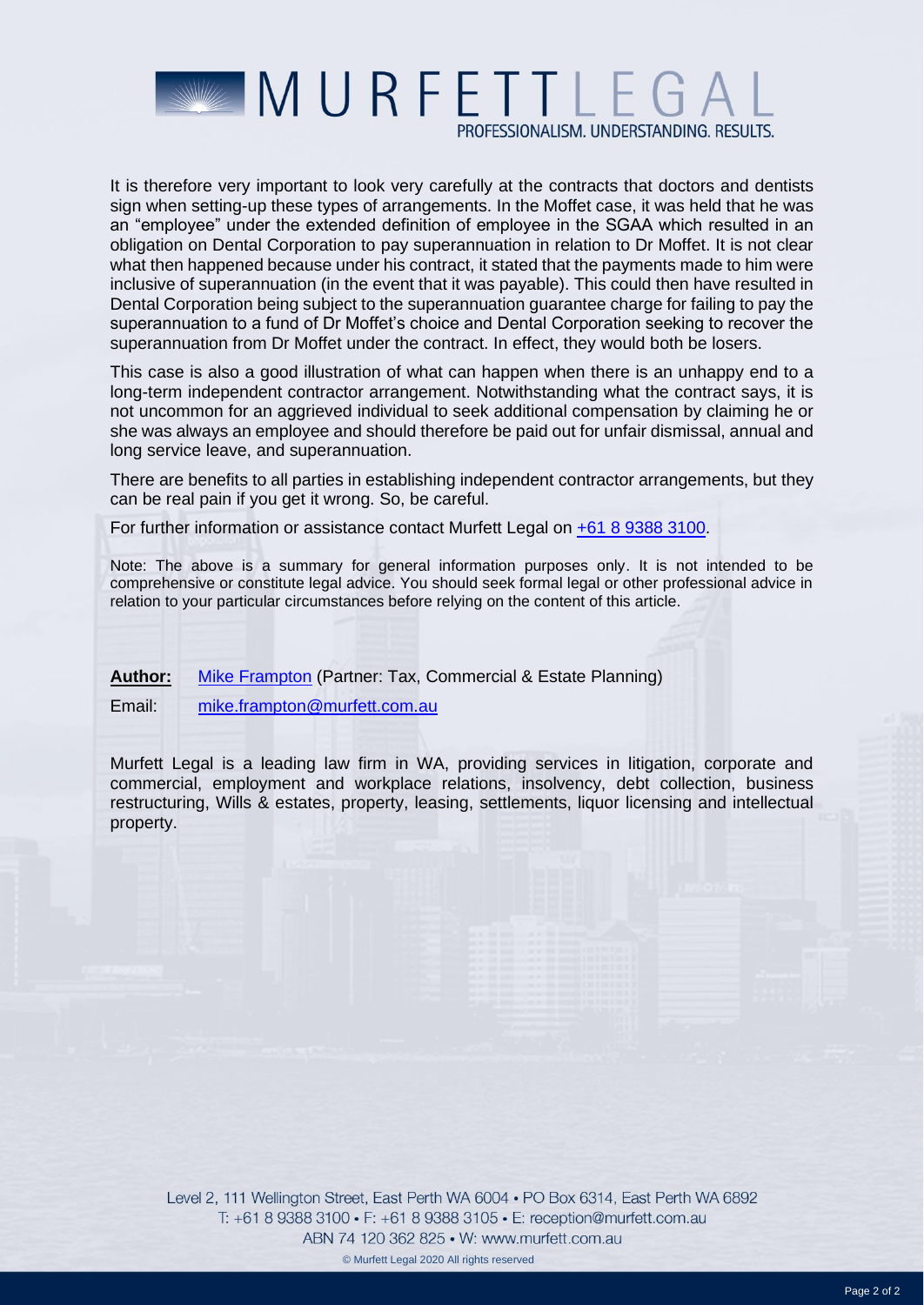It is therefore very important to look very carefully at the contracts that doctors and dentists sign when setting-up these types of arrangements. In the Moffet case, it was held that he was an "employee" under the extended definition of employee in the SGAA which resulted in an obligation on Dental Corporation to pay superannuation in relation to Dr Moffet. It is not clear what then happened because under his contract, it stated that the payments made to him were inclusive of superannuation (in the event that it was payable). This could then have resulted in Dental Corporation being subject to the superannuation guarantee charge for failing to pay the superannuation to a fund of Dr Moffet's choice and Dental Corporation seeking to recover the superannuation from Dr Moffet under the contract. In effect, they would both be losers.

This case is also a good illustration of what can happen when there is an unhappy end to a long-term independent contractor arrangement. Notwithstanding what the contract says, it is not uncommon for an aggrieved individual to seek additional compensation by claiming he or she was always an employee and should therefore be paid out for unfair dismissal, annual and long service leave, and superannuation.

There are benefits to all parties in establishing independent contractor arrangements, but they can be real pain if you get it wrong. So, be careful.

For further information or assistance contact Murfett Legal on +61 8 9388 3100.

Note: The above is a summary for general information purposes only. It is not intended to be comprehensive or constitute legal advice. You should seek formal legal or other professional advice in relation to your particular circumstances before relying on the content of this article.

**Author:** Mike Frampton (Partner: Tax, Commercial & Estate Planning)

Email: mike.frampton@murfett.com.au

Murfett Legal is a leading law firm in WA, providing services in litigation, corporate and commercial, employment and workplace relations, insolvency, debt collection, business restructuring, Wills & estates, property, leasing, settlements, liquor licensing and intellectual property.

Level 2, 111 Wellington Street, East Perth WA 6004 • PO Box 6314, East Perth WA 6892
T: +61 8 9388 3100 • F: +61 8 9388 3105 • E: reception@murfett.com.au
ABN 74 120 362 825 • W: www.murfett.com.au

© Murfett Legal 2020 All rights reserved